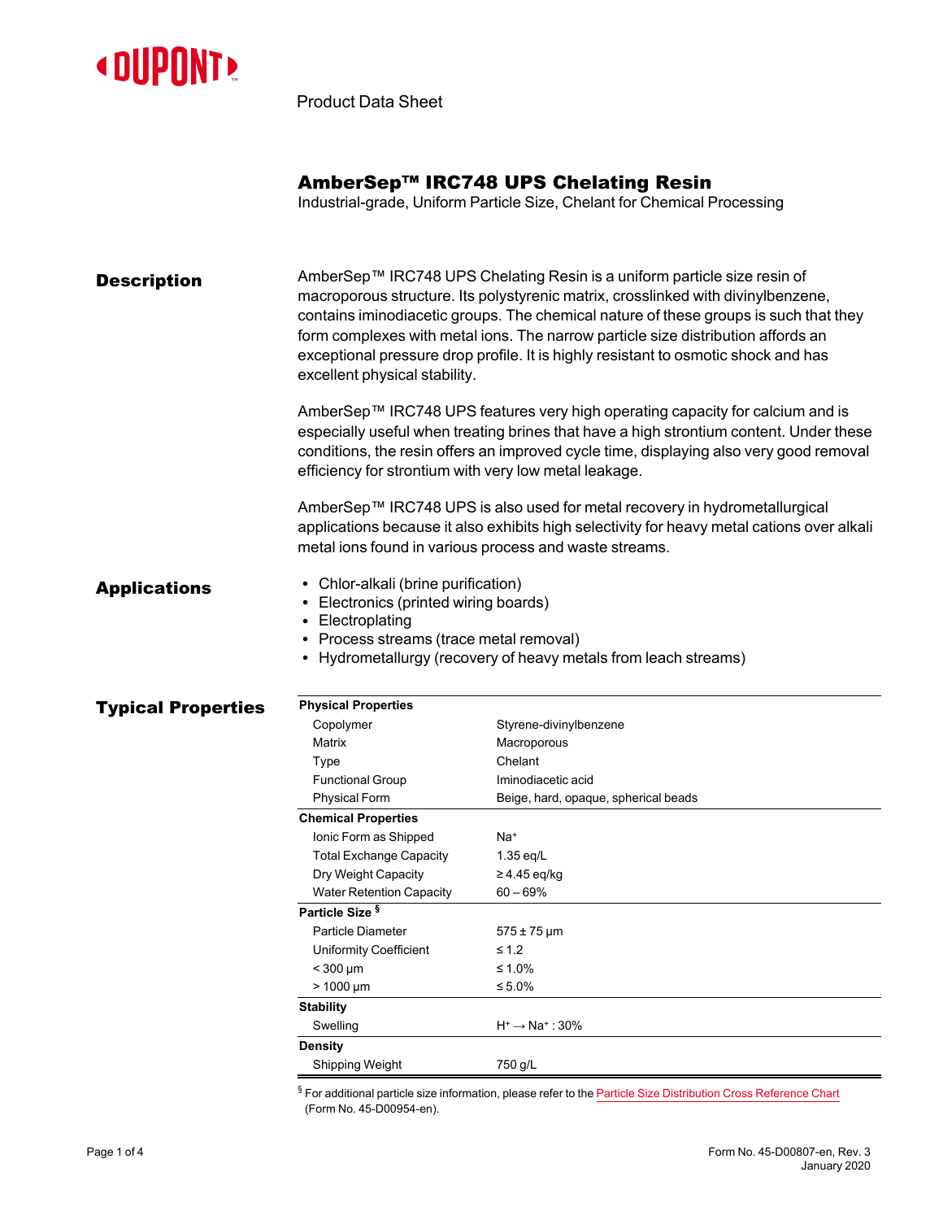Product Data Sheet

# AmberSep™ IRC748 UPS Chelating Resin

Industrial-grade, Uniform Particle Size, Chelant for Chemical Processing

## Description

AmberSep™ IRC748 UPS Chelating Resin is a uniform particle size resin of macroporous structure. Its polystyrenic matrix, crosslinked with divinylbenzene, contains iminodiacetic groups. The chemical nature of these groups is such that they form complexes with metal ions. The narrow particle size distribution affords an exceptional pressure drop profile. It is highly resistant to osmotic shock and has excellent physical stability.

AmberSep™ IRC748 UPS features very high operating capacity for calcium and is especially useful when treating brines that have a high strontium content. Under these conditions, the resin offers an improved cycle time, displaying also very good removal efficiency for strontium with very low metal leakage.

AmberSep™ IRC748 UPS is also used for metal recovery in hydrometallurgical applications because it also exhibits high selectivity for heavy metal cations over alkali metal ions found in various process and waste streams.

## Applications

- Chlor-alkali (brine purification)
- Electronics (printed wiring boards)
- Electroplating
- Process streams (trace metal removal)
- Hydrometallurgy (recovery of heavy metals from leach streams)

## Typical Properties

| **Physical Properties** | |
|---|---|
| Copolymer | Styrene-divinylbenzene |
| Matrix | Macroporous |
| Type | Chelant |
| Functional Group | Iminodiacetic acid |
| Physical Form | Beige, hard, opaque, spherical beads |
| **Chemical Properties** | |
| Ionic Form as Shipped | $Na^+$ |
| Total Exchange Capacity | 1.35 eq/L |
| Dry Weight Capacity | ≥ 4.45 eq/kg |
| Water Retention Capacity | 60 – 69% |
| **Particle Size** § | |
| Particle Diameter | 575 ± 75 µm |
| Uniformity Coefficient | ≤ 1.2 |
| < 300 µm | ≤ 1.0% |
| > 1000 µm | ≤ 5.0% |
| **Stability** | |
| Swelling | $H^+ \rightarrow Na^+$ : 30% |
| **Density** | |
| Shipping Weight | 750 g/L |

§ For additional particle size information, please refer to the Particle Size Distribution Cross Reference Chart (Form No. 45-D00954-en).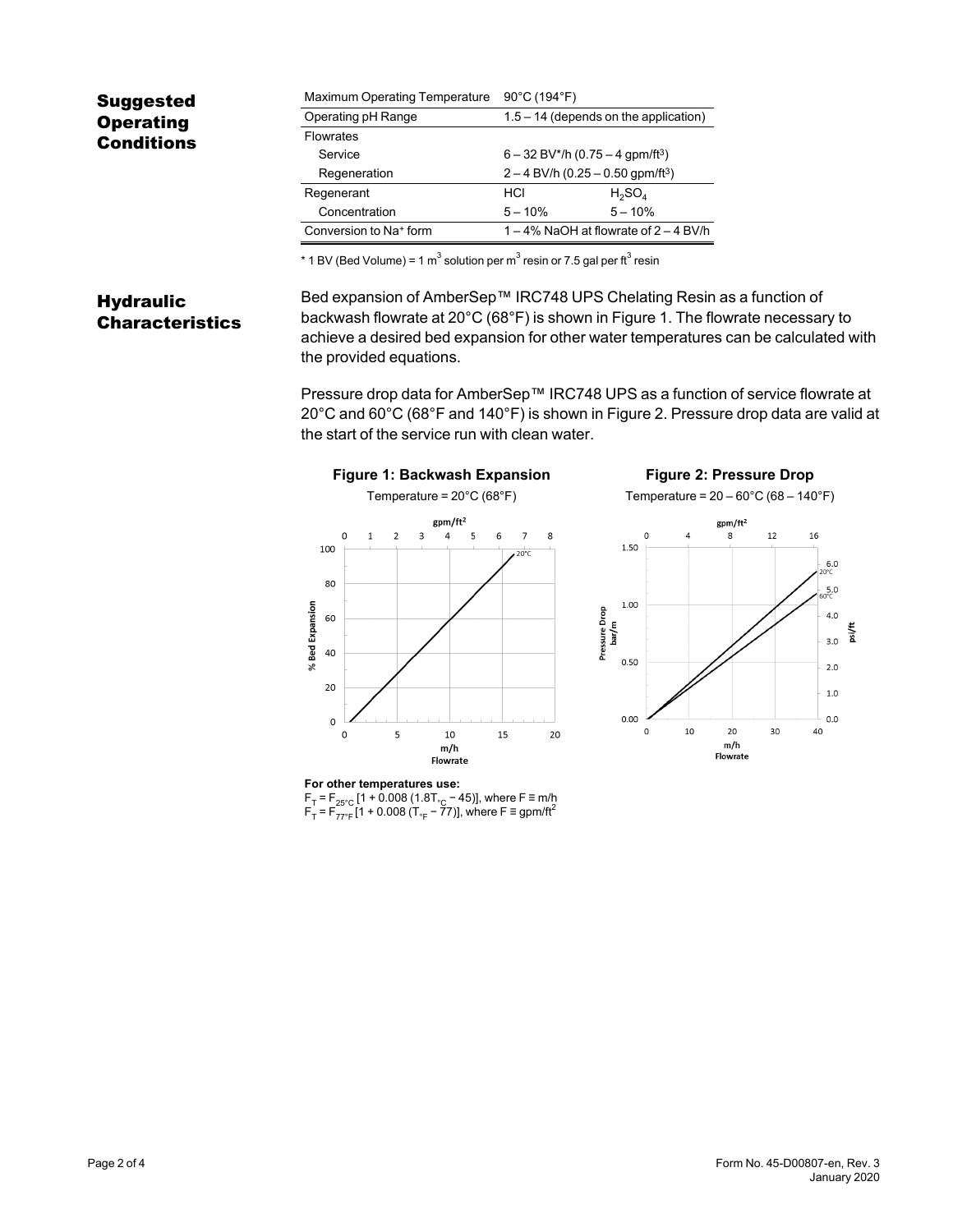## Suggested Operating Conditions

| Maximum Operating Temperature | 90°C (194°F) | |
|---|---|---|
| Operating pH Range | 1.5 – 14 (depends on the application) | |
| Flowrates | | |
| Service | 6 – 32 BV*/h (0.75 – 4 gpm/ft$^3$) | |
| Regeneration | 2 – 4 BV/h (0.25 – 0.50 gpm/ft$^3$) | |
| Regenerant | HCl | $H_2SO_4$ |
| Concentration | 5 – 10% | 5 – 10% |
| Conversion to $Na^+$ form | 1 – 4% NaOH at flowrate of 2 – 4 BV/h | |

* 1 BV (Bed Volume) = 1 m$^3$ solution per m$^3$ resin or 7.5 gal per ft$^3$ resin

## Hydraulic Characteristics

Bed expansion of AmberSep™ IRC748 UPS Chelating Resin as a function of backwash flowrate at 20°C (68°F) is shown in Figure 1. The flowrate necessary to achieve a desired bed expansion for other water temperatures can be calculated with the provided equations.

Pressure drop data for AmberSep™ IRC748 UPS as a function of service flowrate at 20°C and 60°C (68°F and 140°F) is shown in Figure 2. Pressure drop data are valid at the start of the service run with clean water.

**Figure 1: Backwash Expansion**

Temperature = 20°C (68°F)

**Figure 2: Pressure Drop**

Temperature = 20 – 60°C (68 – 140°F)

**For other temperatures use:**

$F_T = F_{25°C} [1 + 0.008 (1.8T_{°C} - 45)]$, where F ≡ m/h

$F_T = F_{77°F} [1 + 0.008 (T_{°F} - 77)]$, where F ≡ gpm/ft$^2$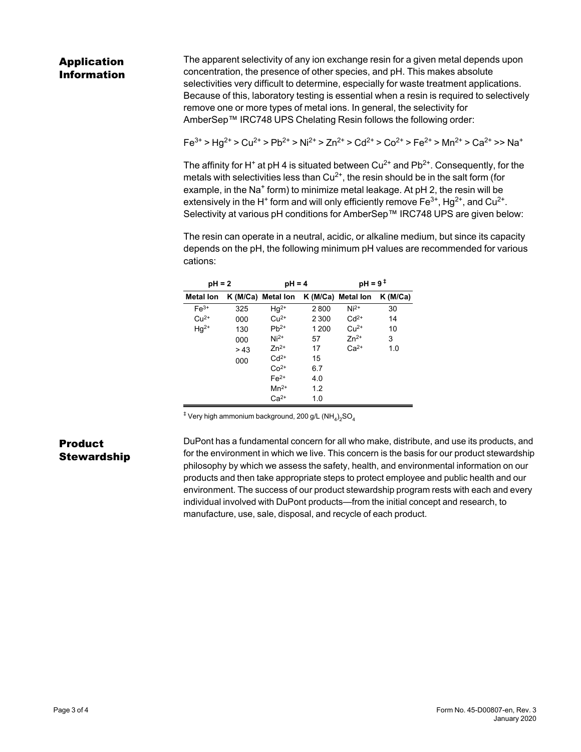## Application Information

The apparent selectivity of any ion exchange resin for a given metal depends upon concentration, the presence of other species, and pH. This makes absolute selectivities very difficult to determine, especially for waste treatment applications. Because of this, laboratory testing is essential when a resin is required to selectively remove one or more types of metal ions. In general, the selectivity for AmberSep™ IRC748 UPS Chelating Resin follows the following order:

$Fe^{3+} > Hg^{2+} > Cu^{2+} > Pb^{2+} > Ni^{2+} > Zn^{2+} > Cd^{2+} > Co^{2+} > Fe^{2+} > Mn^{2+} > Ca^{2+} >> Na^{+}$

The affinity for $H^{+}$ at pH 4 is situated between $Cu^{2+}$ and $Pb^{2+}$. Consequently, for the metals with selectivities less than $Cu^{2+}$, the resin should be in the salt form (for example, in the $Na^{+}$ form) to minimize metal leakage. At pH 2, the resin will be extensively in the $H^{+}$ form and will only efficiently remove $Fe^{3+}$, $Hg^{2+}$, and $Cu^{2+}$. Selectivity at various pH conditions for AmberSep™ IRC748 UPS are given below:

The resin can operate in a neutral, acidic, or alkaline medium, but since its capacity depends on the pH, the following minimum pH values are recommended for various cations:

| pH = 2 | | pH = 4 | | pH = 9 ‡ | |
|---|---|---|---|---|---|
| **Metal Ion** | **K (M/Ca)** | **Metal Ion** | **K (M/Ca)** | **Metal Ion** | **K (M/Ca)** |
| $Fe^{3+}$ | 325 000 | $Hg^{2+}$ | 2 800 | $Ni^{2+}$ | 30 |
| $Cu^{2+}$ | 130 000 | $Cu^{2+}$ | 2 300 | $Cd^{2+}$ | 14 |
| $Hg^{2+}$ | > 43 000 | $Pb^{2+}$ | 1 200 | $Cu^{2+}$ | 10 |
| | | $Ni^{2+}$ | 57 | $Zn^{2+}$ | 3 |
| | | $Zn^{2+}$ | 17 | $Ca^{2+}$ | 1.0 |
| | | $Cd^{2+}$ | 15 | | |
| | | $Co^{2+}$ | 6.7 | | |
| | | $Fe^{2+}$ | 4.0 | | |
| | | $Mn^{2+}$ | 1.2 | | |
| | | $Ca^{2+}$ | 1.0 | | |

‡ Very high ammonium background, 200 g/L $(NH_4)_2SO_4$

## Product Stewardship

DuPont has a fundamental concern for all who make, distribute, and use its products, and for the environment in which we live. This concern is the basis for our product stewardship philosophy by which we assess the safety, health, and environmental information on our products and then take appropriate steps to protect employee and public health and our environment. The success of our product stewardship program rests with each and every individual involved with DuPont products—from the initial concept and research, to manufacture, use, sale, disposal, and recycle of each product.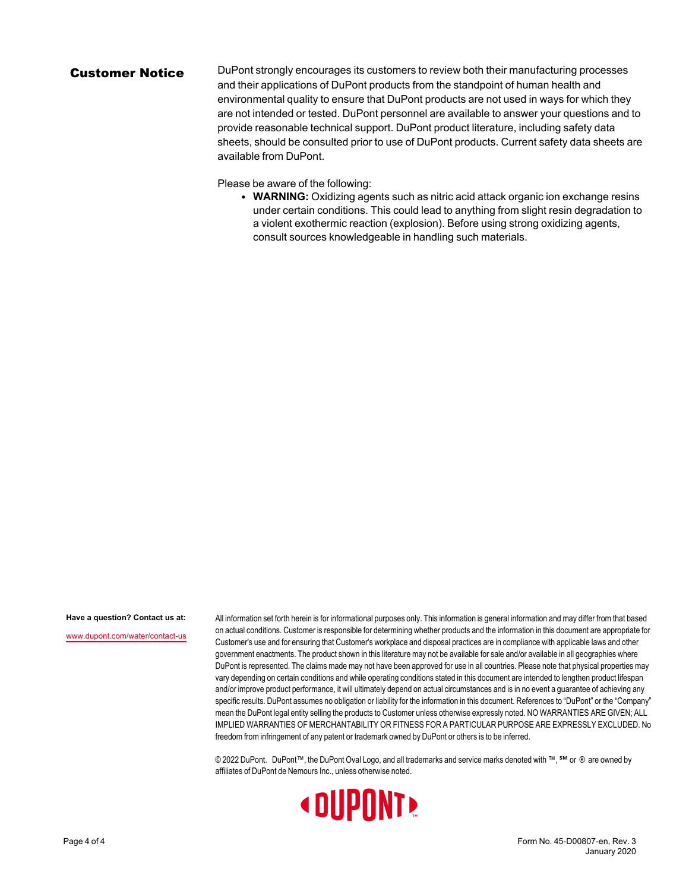## Customer Notice

DuPont strongly encourages its customers to review both their manufacturing processes and their applications of DuPont products from the standpoint of human health and environmental quality to ensure that DuPont products are not used in ways for which they are not intended or tested. DuPont personnel are available to answer your questions and to provide reasonable technical support. DuPont product literature, including safety data sheets, should be consulted prior to use of DuPont products. Current safety data sheets are available from DuPont.

Please be aware of the following:

- **WARNING:** Oxidizing agents such as nitric acid attack organic ion exchange resins under certain conditions. This could lead to anything from slight resin degradation to a violent exothermic reaction (explosion). Before using strong oxidizing agents, consult sources knowledgeable in handling such materials.

**Have a question? Contact us at:**

www.dupont.com/water/contact-us

All information set forth herein is for informational purposes only. This information is general information and may differ from that based on actual conditions. Customer is responsible for determining whether products and the information in this document are appropriate for Customer's use and for ensuring that Customer's workplace and disposal practices are in compliance with applicable laws and other government enactments. The product shown in this literature may not be available for sale and/or available in all geographies where DuPont is represented. The claims made may not have been approved for use in all countries. Please note that physical properties may vary depending on certain conditions and while operating conditions stated in this document are intended to lengthen product lifespan and/or improve product performance, it will ultimately depend on actual circumstances and is in no event a guarantee of achieving any specific results. DuPont assumes no obligation or liability for the information in this document. References to "DuPont" or the "Company" mean the DuPont legal entity selling the products to Customer unless otherwise expressly noted. NO WARRANTIES ARE GIVEN; ALL IMPLIED WARRANTIES OF MERCHANTABILITY OR FITNESS FOR A PARTICULAR PURPOSE ARE EXPRESSLY EXCLUDED. No freedom from infringement of any patent or trademark owned by DuPont or others is to be inferred.

© 2022 DuPont. DuPont™, the DuPont Oval Logo, and all trademarks and service marks denoted with ™, ℠ or ® are owned by affiliates of DuPont de Nemours Inc., unless otherwise noted.

Form No. 45-D00807-en, Rev. 3
January 2020